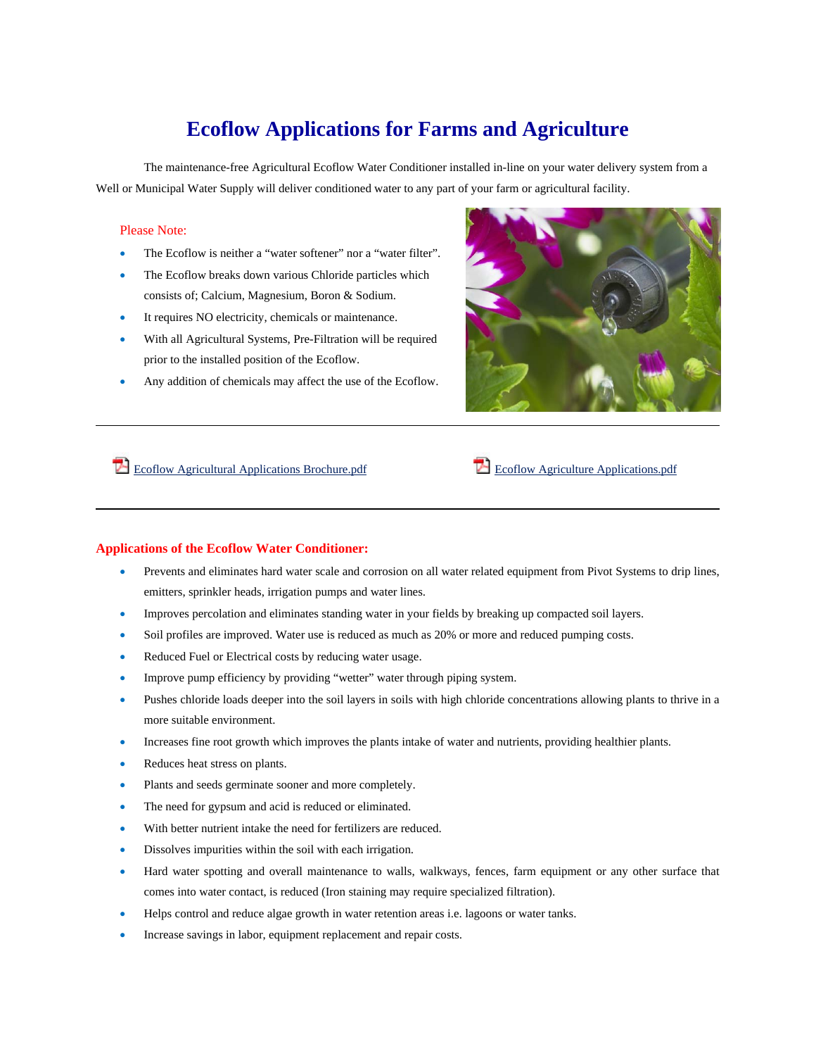# Ecoflow Applications for Farms and Agriculture

The maintenance-free Agricultural Ecoflow Water Conditioner installed in-line on your water delivery system from a Well or Municipal Water Supply will deliver conditioned water to any part of your farm or agricultural facility.

Please Note:

- The Ecoflow is neither a "water softener" nor a "water filter".
- The Ecoflow breaks down various Chloride particles which consists of; Calcium, Magnesium, Boron & Sodium.
- It requires NO electricity, chemicals or maintenance.
- With all Agricultural Systems, Pre-Filtration will be required prior to the installed position of the Ecoflow.
- Any addition of chemicals may affect the use of the Ecoflow.

---

Ecoflow Agricultural Applications Brochure.pdf

Ecoflow Agriculture Applications.pdf

---

## Applications of the Ecoflow Water Conditioner:

- Prevents and eliminates hard water scale and corrosion on all water related equipment from Pivot Systems to drip lines, emitters, sprinkler heads, irrigation pumps and water lines.
- Improves percolation and eliminates standing water in your fields by breaking up compacted soil layers.
- Soil profiles are improved. Water use is reduced as much as 20% or more and reduced pumping costs.
- Reduced Fuel or Electrical costs by reducing water usage.
- Improve pump efficiency by providing "wetter" water through piping system.
- Pushes chloride loads deeper into the soil layers in soils with high chloride concentrations allowing plants to thrive in a more suitable environment.
- Increases fine root growth which improves the plants intake of water and nutrients, providing healthier plants.
- Reduces heat stress on plants.
- Plants and seeds germinate sooner and more completely.
- The need for gypsum and acid is reduced or eliminated.
- With better nutrient intake the need for fertilizers are reduced.
- Dissolves impurities within the soil with each irrigation.
- Hard water spotting and overall maintenance to walls, walkways, fences, farm equipment or any other surface that comes into water contact, is reduced (Iron staining may require specialized filtration).
- Helps control and reduce algae growth in water retention areas i.e. lagoons or water tanks.
- Increase savings in labor, equipment replacement and repair costs.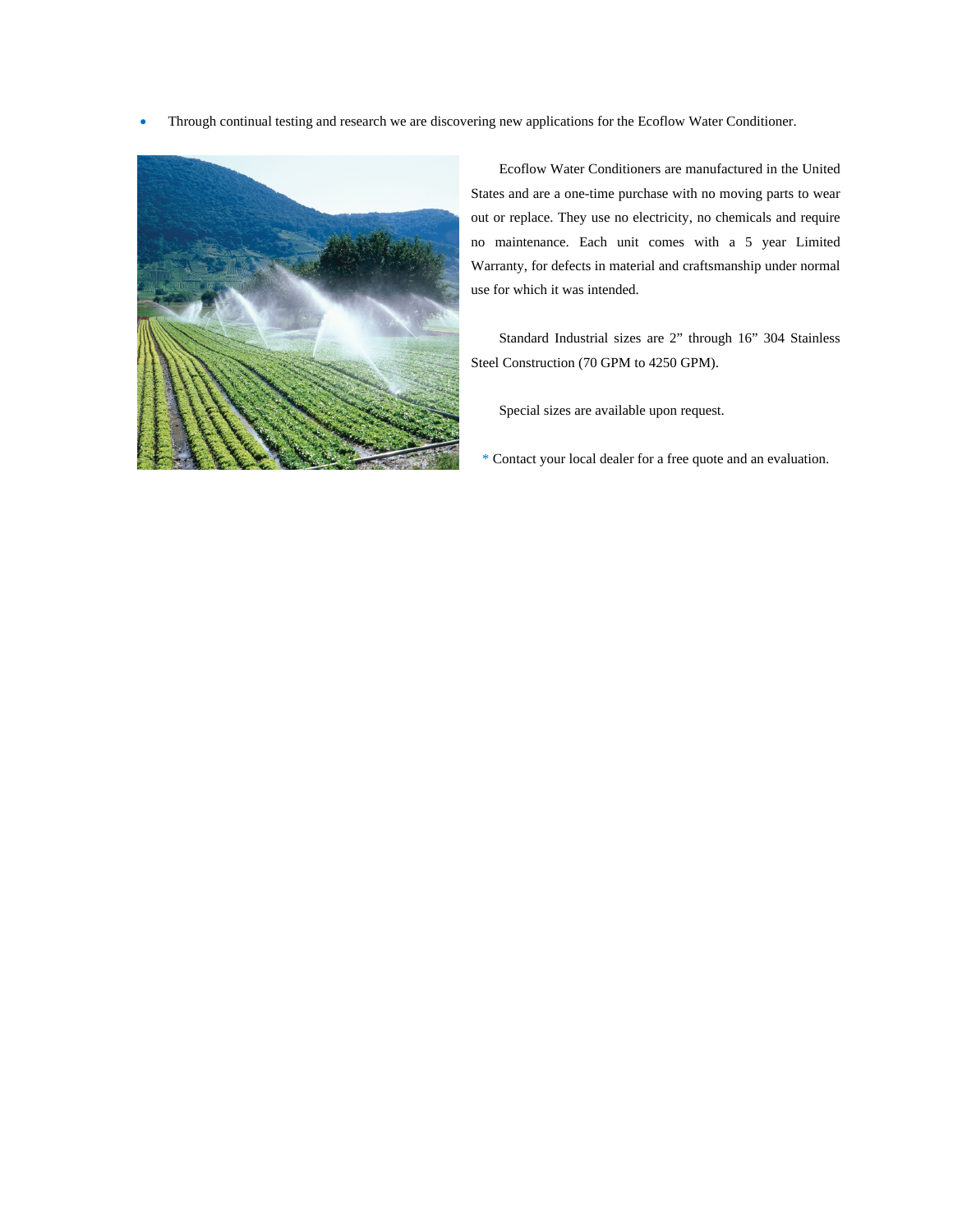- Through continual testing and research we are discovering new applications for the Ecoflow Water Conditioner.

Ecoflow Water Conditioners are manufactured in the United States and are a one-time purchase with no moving parts to wear out or replace. They use no electricity, no chemicals and require no maintenance. Each unit comes with a 5 year Limited Warranty, for defects in material and craftsmanship under normal use for which it was intended.

Standard Industrial sizes are 2” through 16” 304 Stainless Steel Construction (70 GPM to 4250 GPM).

Special sizes are available upon request.

* Contact your local dealer for a free quote and an evaluation.